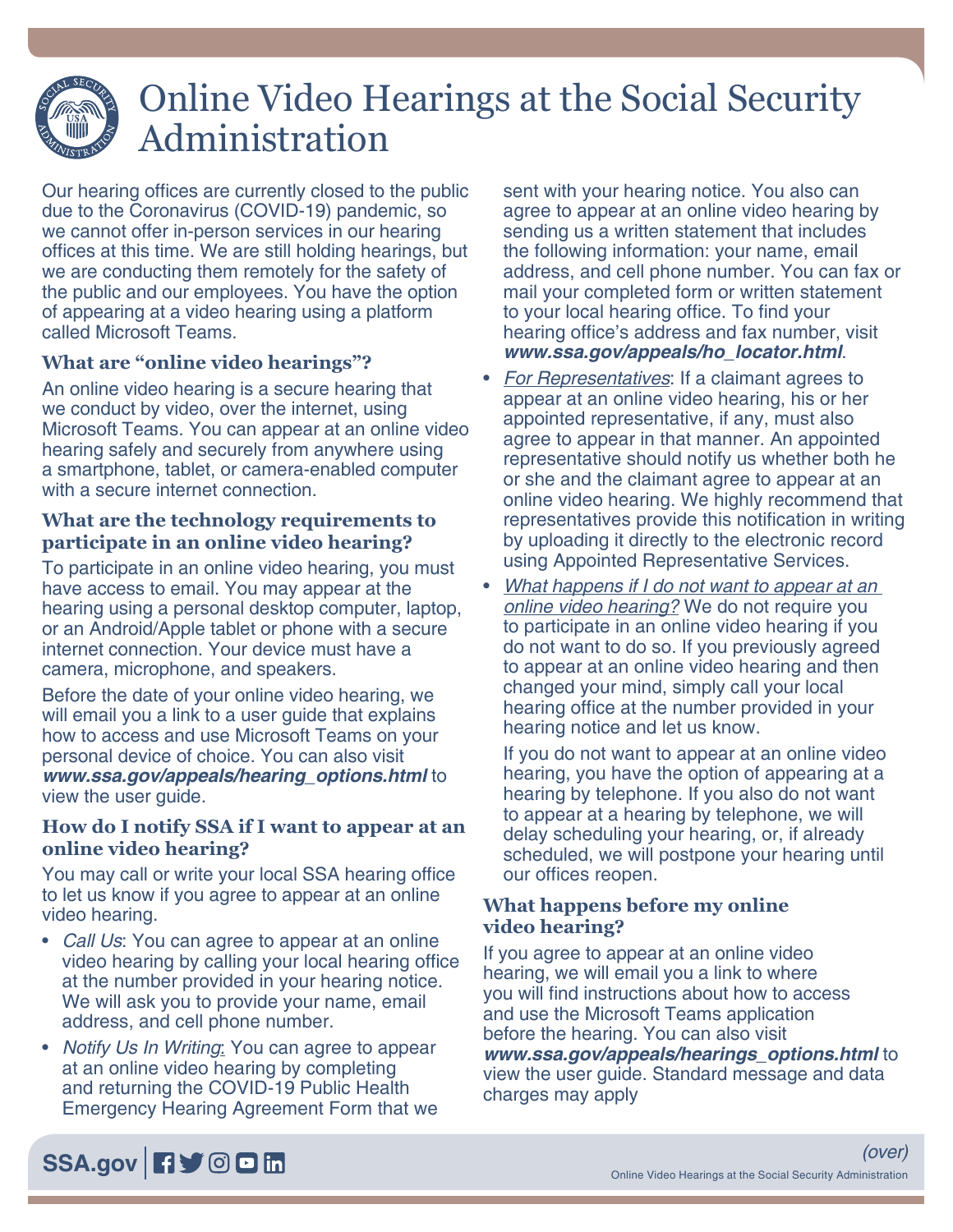# Online Video Hearings at the Social Security Administration

Our hearing offices are currently closed to the public due to the Coronavirus (COVID-19) pandemic, so we cannot offer in-person services in our hearing offices at this time. We are still holding hearings, but we are conducting them remotely for the safety of the public and our employees. You have the option of appearing at a video hearing using a platform called Microsoft Teams.

## What are "online video hearings"?

An online video hearing is a secure hearing that we conduct by video, over the internet, using Microsoft Teams. You can appear at an online video hearing safely and securely from anywhere using a smartphone, tablet, or camera-enabled computer with a secure internet connection.

## What are the technology requirements to participate in an online video hearing?

To participate in an online video hearing, you must have access to email. You may appear at the hearing using a personal desktop computer, laptop, or an Android/Apple tablet or phone with a secure internet connection. Your device must have a camera, microphone, and speakers.

Before the date of your online video hearing, we will email you a link to a user guide that explains how to access and use Microsoft Teams on your personal device of choice. You can also visit ***www.ssa.gov/appeals/hearing_options.html*** to view the user guide.

## How do I notify SSA if I want to appear at an online video hearing?

You may call or write your local SSA hearing office to let us know if you agree to appear at an online video hearing.

- *Call Us*: You can agree to appear at an online video hearing by calling your local hearing office at the number provided in your hearing notice. We will ask you to provide your name, email address, and cell phone number.
- *Notify Us In Writing*: You can agree to appear at an online video hearing by completing and returning the COVID-19 Public Health Emergency Hearing Agreement Form that we sent with your hearing notice. You also can agree to appear at an online video hearing by sending us a written statement that includes the following information: your name, email address, and cell phone number. You can fax or mail your completed form or written statement to your local hearing office. To find your hearing office's address and fax number, visit ***www.ssa.gov/appeals/ho_locator.html***.
- *For Representatives*: If a claimant agrees to appear at an online video hearing, his or her appointed representative, if any, must also agree to appear in that manner. An appointed representative should notify us whether both he or she and the claimant agree to appear at an online video hearing. We highly recommend that representatives provide this notification in writing by uploading it directly to the electronic record using Appointed Representative Services.
- *What happens if I do not want to appear at an online video hearing?* We do not require you to participate in an online video hearing if you do not want to do so. If you previously agreed to appear at an online video hearing and then changed your mind, simply call your local hearing office at the number provided in your hearing notice and let us know.

  If you do not want to appear at an online video hearing, you have the option of appearing at a hearing by telephone. If you also do not want to appear at a hearing by telephone, we will delay scheduling your hearing, or, if already scheduled, we will postpone your hearing until our offices reopen.

## What happens before my online video hearing?

If you agree to appear at an online video hearing, we will email you a link to where you will find instructions about how to access and use the Microsoft Teams application before the hearing. You can also visit ***www.ssa.gov/appeals/hearings_options.html*** to view the user guide. Standard message and data charges may apply

*(over)*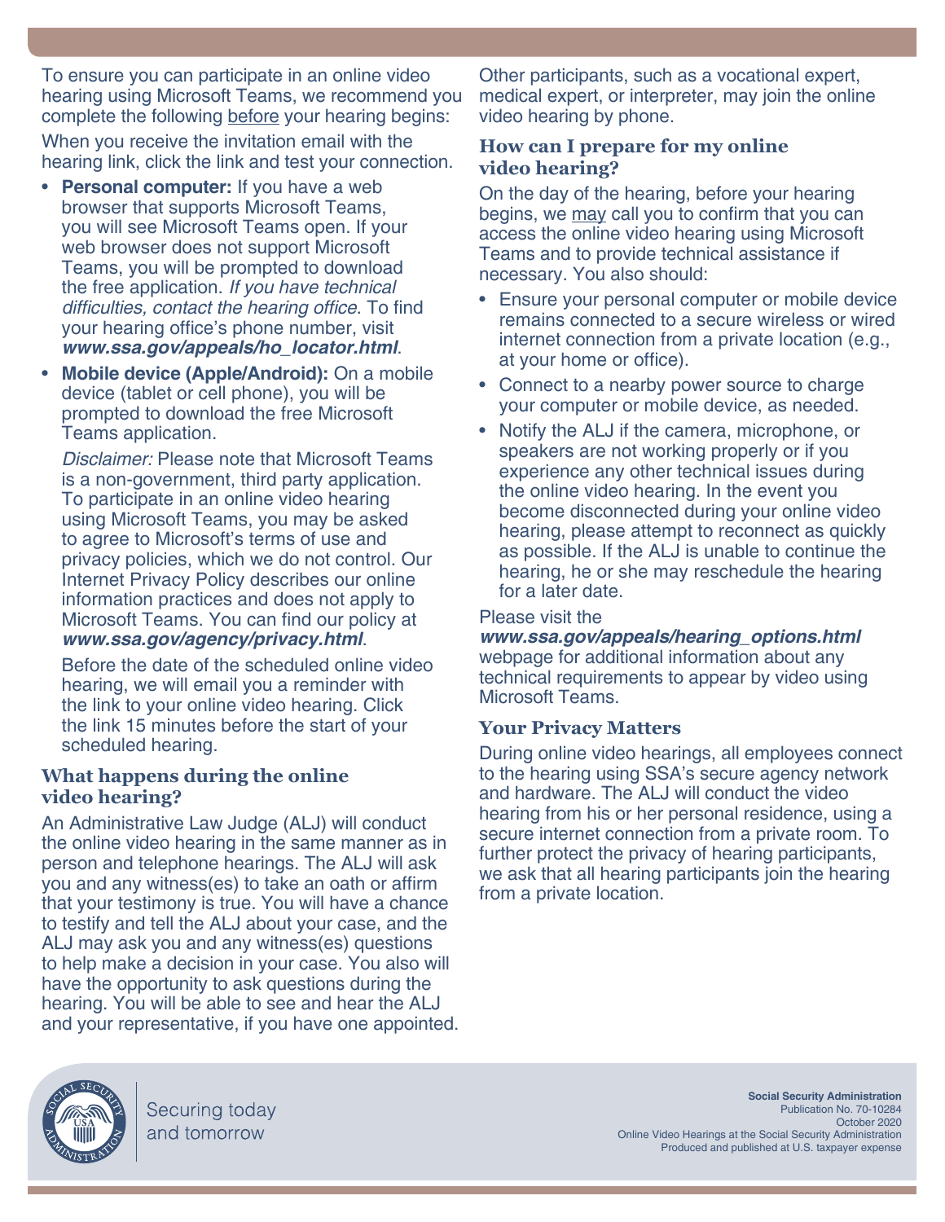To ensure you can participate in an online video hearing using Microsoft Teams, we recommend you complete the following before your hearing begins:

When you receive the invitation email with the hearing link, click the link and test your connection.

- **Personal computer:** If you have a web browser that supports Microsoft Teams, you will see Microsoft Teams open. If your web browser does not support Microsoft Teams, you will be prompted to download the free application. *If you have technical difficulties, contact the hearing office*. To find your hearing office's phone number, visit ***www.ssa.gov/appeals/ho_locator.html***.
- **Mobile device (Apple/Android):** On a mobile device (tablet or cell phone), you will be prompted to download the free Microsoft Teams application.

  *Disclaimer:* Please note that Microsoft Teams is a non-government, third party application. To participate in an online video hearing using Microsoft Teams, you may be asked to agree to Microsoft's terms of use and privacy policies, which we do not control. Our Internet Privacy Policy describes our online information practices and does not apply to Microsoft Teams. You can find our policy at ***www.ssa.gov/agency/privacy.html***.

  Before the date of the scheduled online video hearing, we will email you a reminder with the link to your online video hearing. Click the link 15 minutes before the start of your scheduled hearing.

## What happens during the online video hearing?

An Administrative Law Judge (ALJ) will conduct the online video hearing in the same manner as in person and telephone hearings. The ALJ will ask you and any witness(es) to take an oath or affirm that your testimony is true. You will have a chance to testify and tell the ALJ about your case, and the ALJ may ask you and any witness(es) questions to help make a decision in your case. You also will have the opportunity to ask questions during the hearing. You will be able to see and hear the ALJ and your representative, if you have one appointed.

Other participants, such as a vocational expert, medical expert, or interpreter, may join the online video hearing by phone.

## How can I prepare for my online video hearing?

On the day of the hearing, before your hearing begins, we may call you to confirm that you can access the online video hearing using Microsoft Teams and to provide technical assistance if necessary. You also should:

- Ensure your personal computer or mobile device remains connected to a secure wireless or wired internet connection from a private location (e.g., at your home or office).
- Connect to a nearby power source to charge your computer or mobile device, as needed.
- Notify the ALJ if the camera, microphone, or speakers are not working properly or if you experience any other technical issues during the online video hearing. In the event you become disconnected during your online video hearing, please attempt to reconnect as quickly as possible. If the ALJ is unable to continue the hearing, he or she may reschedule the hearing for a later date.

Please visit the ***www.ssa.gov/appeals/hearing_options.html*** webpage for additional information about any technical requirements to appear by video using Microsoft Teams.

## Your Privacy Matters

During online video hearings, all employees connect to the hearing using SSA's secure agency network and hardware. The ALJ will conduct the video hearing from his or her personal residence, using a secure internet connection from a private room. To further protect the privacy of hearing participants, we ask that all hearing participants join the hearing from a private location.

Securing today and tomorrow

**Social Security Administration**
Publication No. 70-10284
October 2020
Online Video Hearings at the Social Security Administration
Produced and published at U.S. taxpayer expense